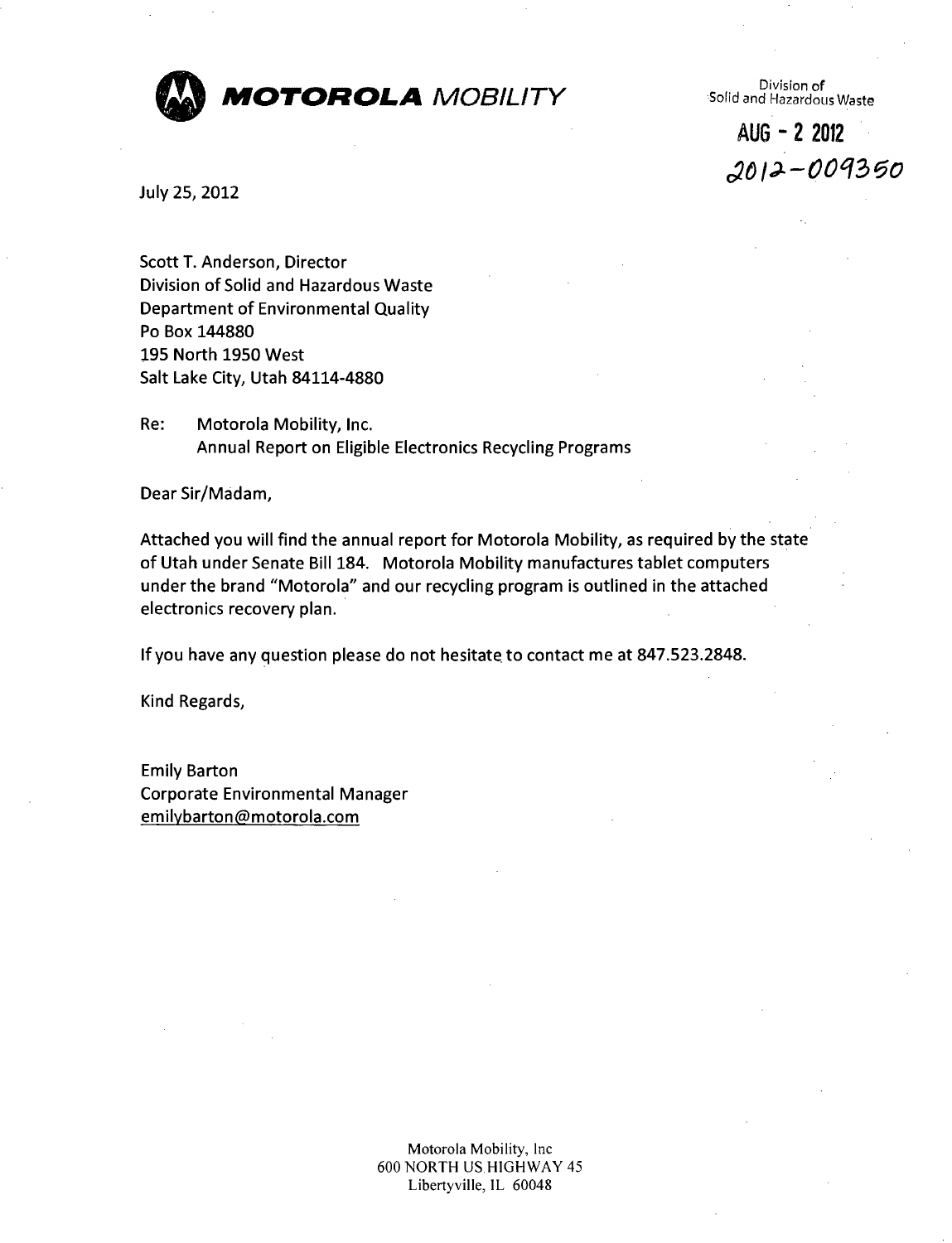**MOTOROLA** *MOBILITY*

Division of
Solid and Hazardous Waste

AUG - 2 2012

2012-009350

July 25, 2012

Scott T. Anderson, Director
Division of Solid and Hazardous Waste
Department of Environmental Quality
Po Box 144880
195 North 1950 West
Salt Lake City, Utah 84114-4880

Re: Motorola Mobility, Inc.
Annual Report on Eligible Electronics Recycling Programs

Dear Sir/Madam,

Attached you will find the annual report for Motorola Mobility, as required by the state of Utah under Senate Bill 184. Motorola Mobility manufactures tablet computers under the brand "Motorola" and our recycling program is outlined in the attached electronics recovery plan.

If you have any question please do not hesitate to contact me at 847.523.2848.

Kind Regards,

Emily Barton
Corporate Environmental Manager
emilybarton@motorola.com

Motorola Mobility, Inc
600 NORTH US HIGHWAY 45
Libertyville, IL 60048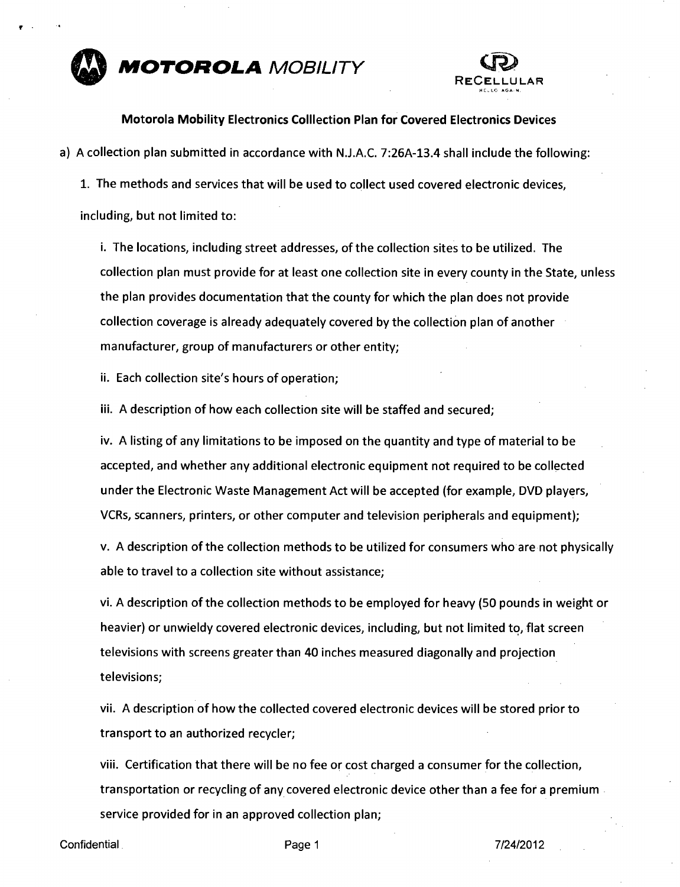**MOTOROLA** *MOBILITY*

RECELLULAR

## Motorola Mobility Electronics Colllection Plan for Covered Electronics Devices

a) A collection plan submitted in accordance with N.J.A.C. 7:26A-13.4 shall include the following:

1. The methods and services that will be used to collect used covered electronic devices, including, but not limited to:

   i. The locations, including street addresses, of the collection sites to be utilized. The collection plan must provide for at least one collection site in every county in the State, unless the plan provides documentation that the county for which the plan does not provide collection coverage is already adequately covered by the collection plan of another manufacturer, group of manufacturers or other entity;

   ii. Each collection site's hours of operation;

   iii. A description of how each collection site will be staffed and secured;

   iv. A listing of any limitations to be imposed on the quantity and type of material to be accepted, and whether any additional electronic equipment not required to be collected under the Electronic Waste Management Act will be accepted (for example, DVD players, VCRs, scanners, printers, or other computer and television peripherals and equipment);

   v. A description of the collection methods to be utilized for consumers who are not physically able to travel to a collection site without assistance;

   vi. A description of the collection methods to be employed for heavy (50 pounds in weight or heavier) or unwieldy covered electronic devices, including, but not limited to, flat screen televisions with screens greater than 40 inches measured diagonally and projection televisions;

   vii. A description of how the collected covered electronic devices will be stored prior to transport to an authorized recycler;

   viii. Certification that there will be no fee or cost charged a consumer for the collection, transportation or recycling of any covered electronic device other than a fee for a premium service provided for in an approved collection plan;

Confidential 7/24/2012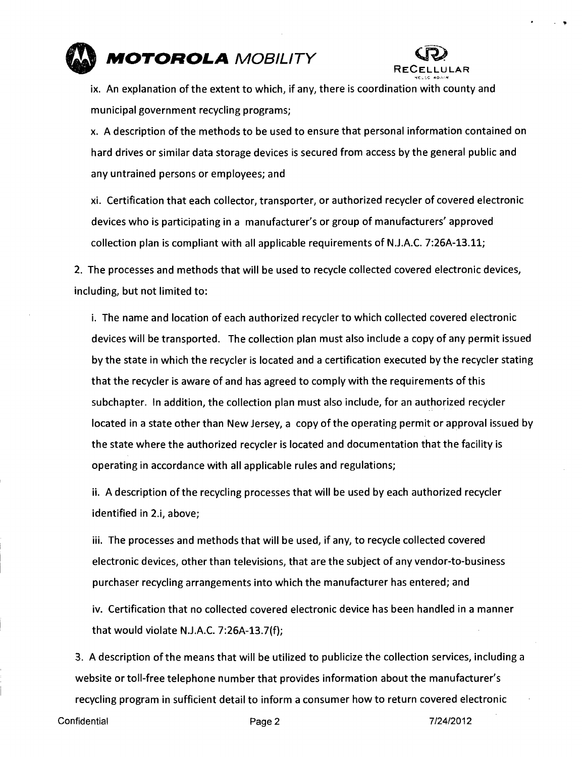ix. An explanation of the extent to which, if any, there is coordination with county and municipal government recycling programs;

x. A description of the methods to be used to ensure that personal information contained on hard drives or similar data storage devices is secured from access by the general public and any untrained persons or employees; and

xi. Certification that each collector, transporter, or authorized recycler of covered electronic devices who is participating in a manufacturer's or group of manufacturers' approved collection plan is compliant with all applicable requirements of N.J.A.C. 7:26A-13.11;

2. The processes and methods that will be used to recycle collected covered electronic devices, including, but not limited to:

i. The name and location of each authorized recycler to which collected covered electronic devices will be transported. The collection plan must also include a copy of any permit issued by the state in which the recycler is located and a certification executed by the recycler stating that the recycler is aware of and has agreed to comply with the requirements of this subchapter. In addition, the collection plan must also include, for an authorized recycler located in a state other than New Jersey, a copy of the operating permit or approval issued by the state where the authorized recycler is located and documentation that the facility is operating in accordance with all applicable rules and regulations;

ii. A description of the recycling processes that will be used by each authorized recycler identified in 2.i, above;

iii. The processes and methods that will be used, if any, to recycle collected covered electronic devices, other than televisions, that are the subject of any vendor-to-business purchaser recycling arrangements into which the manufacturer has entered; and

iv. Certification that no collected covered electronic device has been handled in a manner that would violate N.J.A.C. 7:26A-13.7(f);

3. A description of the means that will be utilized to publicize the collection services, including a website or toll-free telephone number that provides information about the manufacturer's recycling program in sufficient detail to inform a consumer how to return covered electronic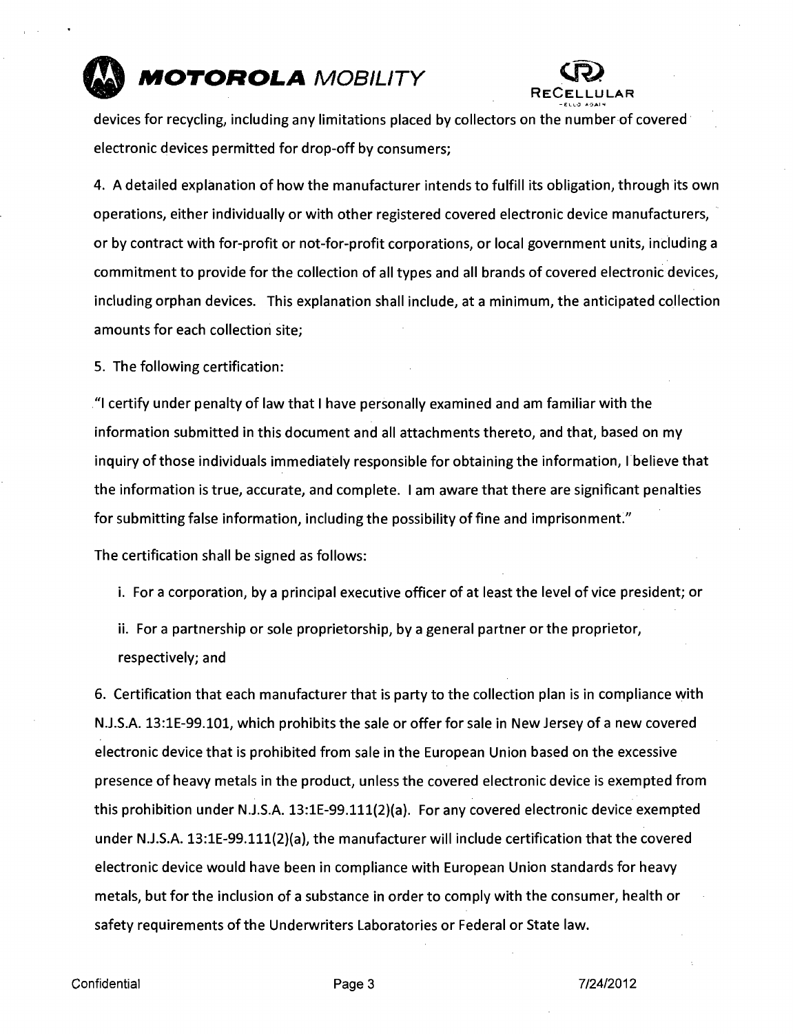devices for recycling, including any limitations placed by collectors on the number of covered electronic devices permitted for drop-off by consumers;

4. A detailed explanation of how the manufacturer intends to fulfill its obligation, through its own operations, either individually or with other registered covered electronic device manufacturers, or by contract with for-profit or not-for-profit corporations, or local government units, including a commitment to provide for the collection of all types and all brands of covered electronic devices, including orphan devices. This explanation shall include, at a minimum, the anticipated collection amounts for each collection site;

5. The following certification:

"I certify under penalty of law that I have personally examined and am familiar with the information submitted in this document and all attachments thereto, and that, based on my inquiry of those individuals immediately responsible for obtaining the information, I believe that the information is true, accurate, and complete. I am aware that there are significant penalties for submitting false information, including the possibility of fine and imprisonment."

The certification shall be signed as follows:

i. For a corporation, by a principal executive officer of at least the level of vice president; or

ii. For a partnership or sole proprietorship, by a general partner or the proprietor, respectively; and

6. Certification that each manufacturer that is party to the collection plan is in compliance with N.J.S.A. 13:1E-99.101, which prohibits the sale or offer for sale in New Jersey of a new covered electronic device that is prohibited from sale in the European Union based on the excessive presence of heavy metals in the product, unless the covered electronic device is exempted from this prohibition under N.J.S.A. 13:1E-99.111(2)(a). For any covered electronic device exempted under N.J.S.A. 13:1E-99.111(2)(a), the manufacturer will include certification that the covered electronic device would have been in compliance with European Union standards for heavy metals, but for the inclusion of a substance in order to comply with the consumer, health or safety requirements of the Underwriters Laboratories or Federal or State law.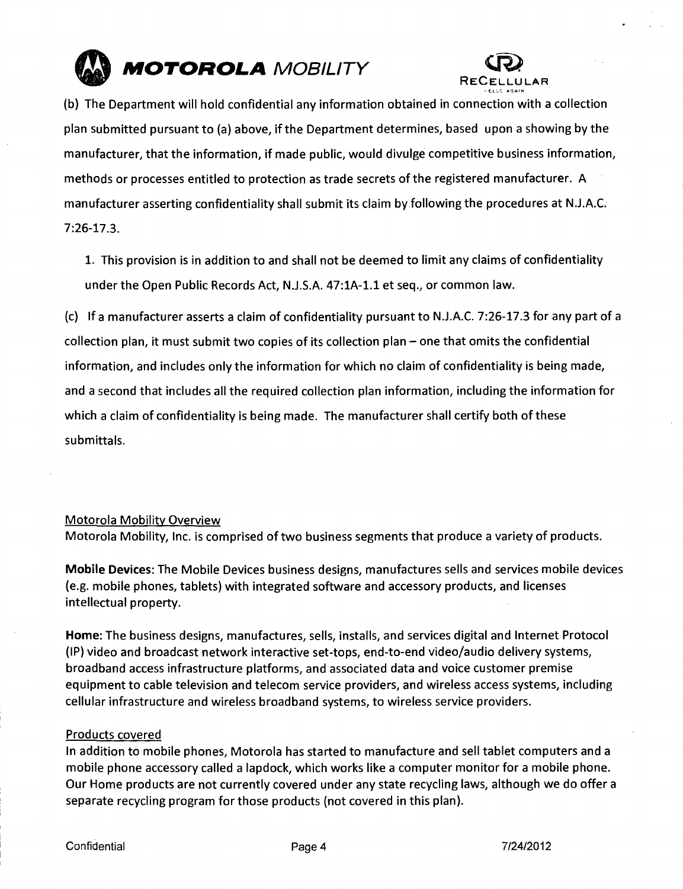(b) The Department will hold confidential any information obtained in connection with a collection plan submitted pursuant to (a) above, if the Department determines, based upon a showing by the manufacturer, that the information, if made public, would divulge competitive business information, methods or processes entitled to protection as trade secrets of the registered manufacturer. A manufacturer asserting confidentiality shall submit its claim by following the procedures at N.J.A.C. 7:26-17.3.

1. This provision is in addition to and shall not be deemed to limit any claims of confidentiality under the Open Public Records Act, N.J.S.A. 47:1A-1.1 et seq., or common law.

(c) If a manufacturer asserts a claim of confidentiality pursuant to N.J.A.C. 7:26-17.3 for any part of a collection plan, it must submit two copies of its collection plan – one that omits the confidential information, and includes only the information for which no claim of confidentiality is being made, and a second that includes all the required collection plan information, including the information for which a claim of confidentiality is being made. The manufacturer shall certify both of these submittals.

## Motorola Mobility Overview

Motorola Mobility, Inc. is comprised of two business segments that produce a variety of products.

**Mobile Devices**: The Mobile Devices business designs, manufactures sells and services mobile devices (e.g. mobile phones, tablets) with integrated software and accessory products, and licenses intellectual property.

**Home**: The business designs, manufactures, sells, installs, and services digital and Internet Protocol (IP) video and broadcast network interactive set-tops, end-to-end video/audio delivery systems, broadband access infrastructure platforms, and associated data and voice customer premise equipment to cable television and telecom service providers, and wireless access systems, including cellular infrastructure and wireless broadband systems, to wireless service providers.

## Products covered

In addition to mobile phones, Motorola has started to manufacture and sell tablet computers and a mobile phone accessory called a lapdock, which works like a computer monitor for a mobile phone. Our Home products are not currently covered under any state recycling laws, although we do offer a separate recycling program for those products (not covered in this plan).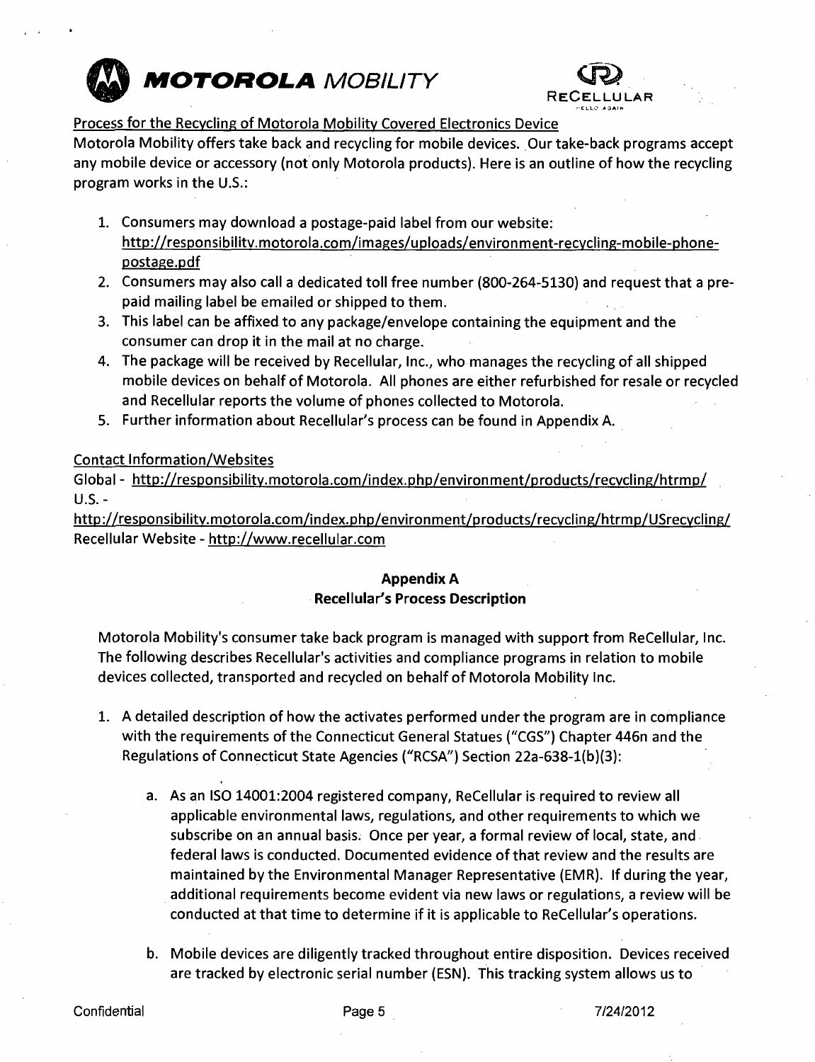Process for the Recycling of Motorola Mobility Covered Electronics Device

Motorola Mobility offers take back and recycling for mobile devices. Our take-back programs accept any mobile device or accessory (not only Motorola products). Here is an outline of how the recycling program works in the U.S.:

1. Consumers may download a postage-paid label from our website: http://responsibility.motorola.com/images/uploads/environment-recycling-mobile-phone-postage.pdf
2. Consumers may also call a dedicated toll free number (800-264-5130) and request that a pre-paid mailing label be emailed or shipped to them.
3. This label can be affixed to any package/envelope containing the equipment and the consumer can drop it in the mail at no charge.
4. The package will be received by Recellular, Inc., who manages the recycling of all shipped mobile devices on behalf of Motorola. All phones are either refurbished for resale or recycled and Recellular reports the volume of phones collected to Motorola.
5. Further information about Recellular's process can be found in Appendix A.

Contact Information/Websites

Global - http://responsibility.motorola.com/index.php/environment/products/recycling/htrmp/

U.S. - http://responsibility.motorola.com/index.php/environment/products/recycling/htrmp/USrecycling/

Recellular Website - http://www.recellular.com

## Appendix A
## Recellular's Process Description

Motorola Mobility's consumer take back program is managed with support from ReCellular, Inc. The following describes Recellular's activities and compliance programs in relation to mobile devices collected, transported and recycled on behalf of Motorola Mobility Inc.

1. A detailed description of how the activates performed under the program are in compliance with the requirements of the Connecticut General Statues ("CGS") Chapter 446n and the Regulations of Connecticut State Agencies ("RCSA") Section 22a-638-1(b)(3):

   a. As an ISO 14001:2004 registered company, ReCellular is required to review all applicable environmental laws, regulations, and other requirements to which we subscribe on an annual basis. Once per year, a formal review of local, state, and federal laws is conducted. Documented evidence of that review and the results are maintained by the Environmental Manager Representative (EMR). If during the year, additional requirements become evident via new laws or regulations, a review will be conducted at that time to determine if it is applicable to ReCellular's operations.

   b. Mobile devices are diligently tracked throughout entire disposition. Devices received are tracked by electronic serial number (ESN). This tracking system allows us to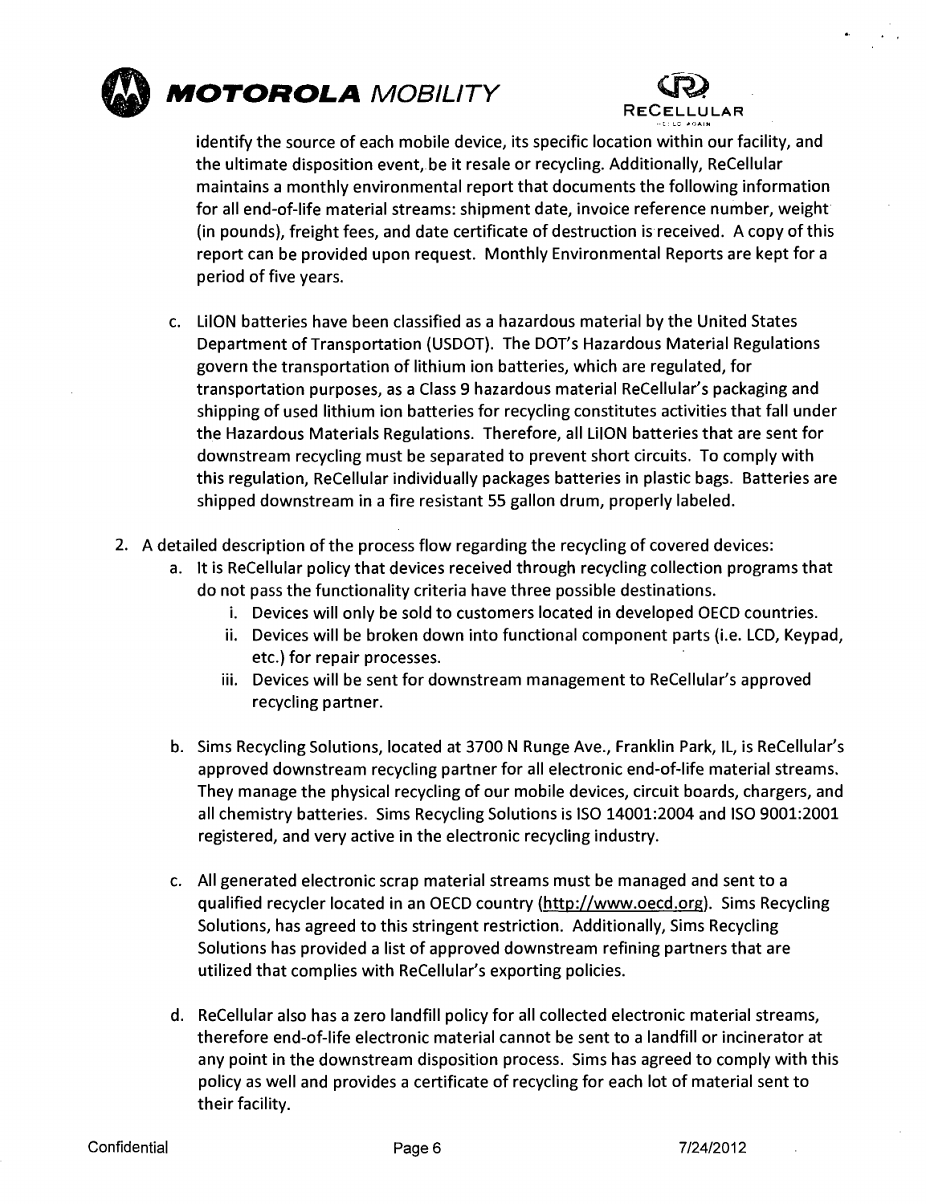identify the source of each mobile device, its specific location within our facility, and the ultimate disposition event, be it resale or recycling. Additionally, ReCellular maintains a monthly environmental report that documents the following information for all end-of-life material streams: shipment date, invoice reference number, weight (in pounds), freight fees, and date certificate of destruction is received. A copy of this report can be provided upon request. Monthly Environmental Reports are kept for a period of five years.

c. LiION batteries have been classified as a hazardous material by the United States Department of Transportation (USDOT). The DOT's Hazardous Material Regulations govern the transportation of lithium ion batteries, which are regulated, for transportation purposes, as a Class 9 hazardous material ReCellular's packaging and shipping of used lithium ion batteries for recycling constitutes activities that fall under the Hazardous Materials Regulations. Therefore, all LiION batteries that are sent for downstream recycling must be separated to prevent short circuits. To comply with this regulation, ReCellular individually packages batteries in plastic bags. Batteries are shipped downstream in a fire resistant 55 gallon drum, properly labeled.

2. A detailed description of the process flow regarding the recycling of covered devices:
   a. It is ReCellular policy that devices received through recycling collection programs that do not pass the functionality criteria have three possible destinations.
      i. Devices will only be sold to customers located in developed OECD countries.
      ii. Devices will be broken down into functional component parts (i.e. LCD, Keypad, etc.) for repair processes.
      iii. Devices will be sent for downstream management to ReCellular's approved recycling partner.

   b. Sims Recycling Solutions, located at 3700 N Runge Ave., Franklin Park, IL, is ReCellular's approved downstream recycling partner for all electronic end-of-life material streams. They manage the physical recycling of our mobile devices, circuit boards, chargers, and all chemistry batteries. Sims Recycling Solutions is ISO 14001:2004 and ISO 9001:2001 registered, and very active in the electronic recycling industry.

   c. All generated electronic scrap material streams must be managed and sent to a qualified recycler located in an OECD country (http://www.oecd.org). Sims Recycling Solutions, has agreed to this stringent restriction. Additionally, Sims Recycling Solutions has provided a list of approved downstream refining partners that are utilized that complies with ReCellular's exporting policies.

   d. ReCellular also has a zero landfill policy for all collected electronic material streams, therefore end-of-life electronic material cannot be sent to a landfill or incinerator at any point in the downstream disposition process. Sims has agreed to comply with this policy as well and provides a certificate of recycling for each lot of material sent to their facility.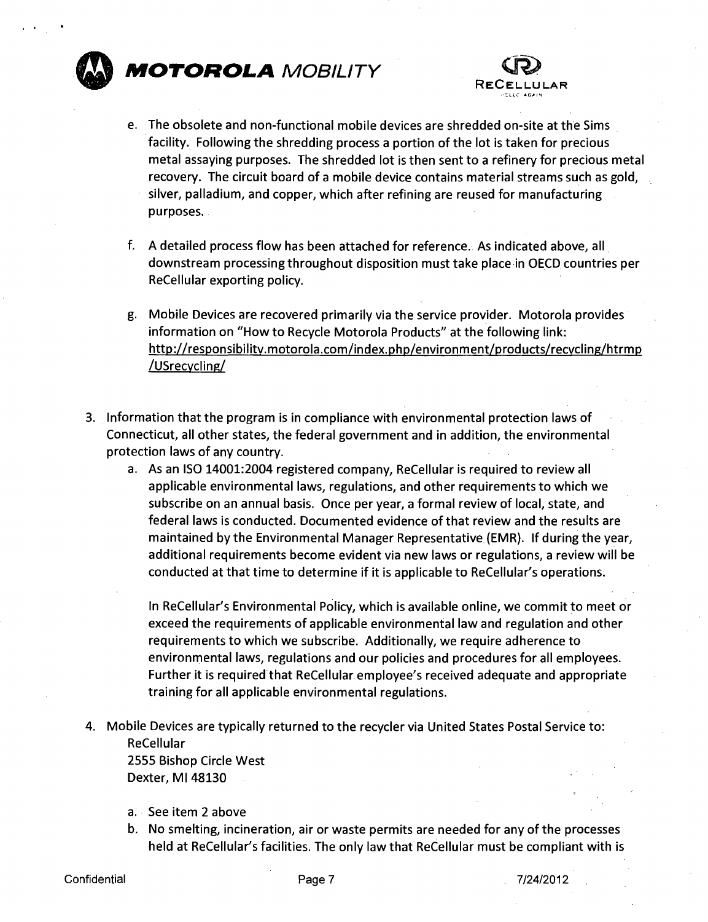e. The obsolete and non-functional mobile devices are shredded on-site at the Sims facility. Following the shredding process a portion of the lot is taken for precious metal assaying purposes. The shredded lot is then sent to a refinery for precious metal recovery. The circuit board of a mobile device contains material streams such as gold, silver, palladium, and copper, which after refining are reused for manufacturing purposes.

f. A detailed process flow has been attached for reference. As indicated above, all downstream processing throughout disposition must take place in OECD countries per ReCellular exporting policy.

g. Mobile Devices are recovered primarily via the service provider. Motorola provides information on "How to Recycle Motorola Products" at the following link: http://responsibility.motorola.com/index.php/environment/products/recycling/htrmp/USrecycling/

3. Information that the program is in compliance with environmental protection laws of Connecticut, all other states, the federal government and in addition, the environmental protection laws of any country.
   a. As an ISO 14001:2004 registered company, ReCellular is required to review all applicable environmental laws, regulations, and other requirements to which we subscribe on an annual basis. Once per year, a formal review of local, state, and federal laws is conducted. Documented evidence of that review and the results are maintained by the Environmental Manager Representative (EMR). If during the year, additional requirements become evident via new laws or regulations, a review will be conducted at that time to determine if it is applicable to ReCellular's operations.

      In ReCellular's Environmental Policy, which is available online, we commit to meet or exceed the requirements of applicable environmental law and regulation and other requirements to which we subscribe. Additionally, we require adherence to environmental laws, regulations and our policies and procedures for all employees. Further it is required that ReCellular employee's received adequate and appropriate training for all applicable environmental regulations.

4. Mobile Devices are typically returned to the recycler via United States Postal Service to:
   ReCellular
   2555 Bishop Circle West
   Dexter, MI 48130

   a. See item 2 above
   b. No smelting, incineration, air or waste permits are needed for any of the processes held at ReCellular's facilities. The only law that ReCellular must be compliant with is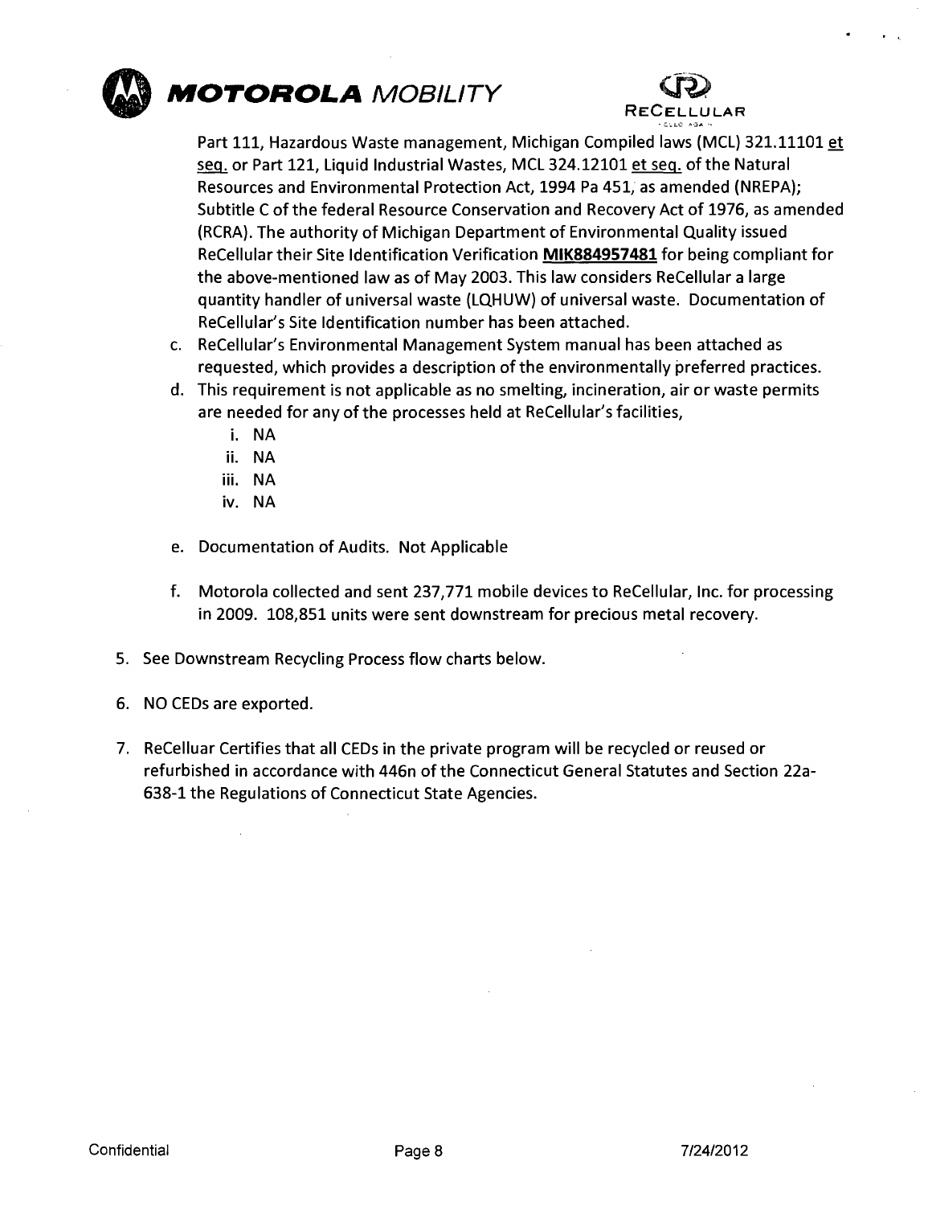Part 111, Hazardous Waste management, Michigan Compiled laws (MCL) 321.11101 et seq. or Part 121, Liquid Industrial Wastes, MCL 324.12101 et seq. of the Natural Resources and Environmental Protection Act, 1994 Pa 451, as amended (NREPA); Subtitle C of the federal Resource Conservation and Recovery Act of 1976, as amended (RCRA). The authority of Michigan Department of Environmental Quality issued ReCellular their Site Identification Verification **MIK884957481** for being compliant for the above-mentioned law as of May 2003. This law considers ReCellular a large quantity handler of universal waste (LQHUW) of universal waste. Documentation of ReCellular's Site Identification number has been attached.

c. ReCellular's Environmental Management System manual has been attached as requested, which provides a description of the environmentally preferred practices.
d. This requirement is not applicable as no smelting, incineration, air or waste permits are needed for any of the processes held at ReCellular's facilities,
   i. NA
   ii. NA
   iii. NA
   iv. NA
e. Documentation of Audits. Not Applicable
f. Motorola collected and sent 237,771 mobile devices to ReCellular, Inc. for processing in 2009. 108,851 units were sent downstream for precious metal recovery.

5. See Downstream Recycling Process flow charts below.

6. NO CEDs are exported.

7. ReCelluar Certifies that all CEDs in the private program will be recycled or reused or refurbished in accordance with 446n of the Connecticut General Statutes and Section 22a-638-1 the Regulations of Connecticut State Agencies.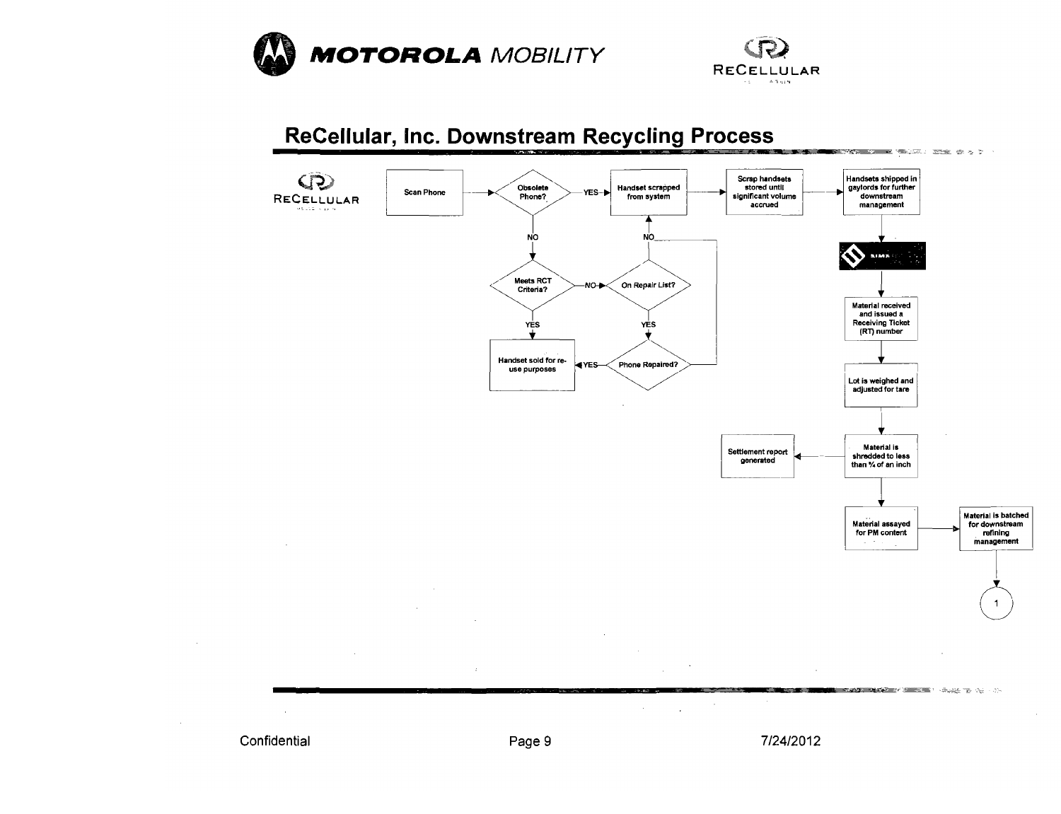# ReCellular, Inc. Downstream Recycling Process

- Scan Phone → Obsolete Phone?
  - YES → Handset scrapped from system
  - NO → Meets RCT Criteria?
    - YES → Handset sold for re-use purposes
    - NO → On Repair List?
      - NO → Handset scrapped from system
      - YES → Phone Repaired?
        - YES → Handset sold for re-use purposes
        - NO → Handset scrapped from system
- Handset scrapped from system → Scrap handsets stored until significant volume accrued → Handsets shipped in gaylords for further downstream management → SIMS
- Material received and issued a Receiving Ticket (RT) number
- Lot is weighed and adjusted for tare
- Material is shredded to less than ¾ of an inch → Settlement report generated
- Material assayed for PM content → Material is batched for downstream refining management → 1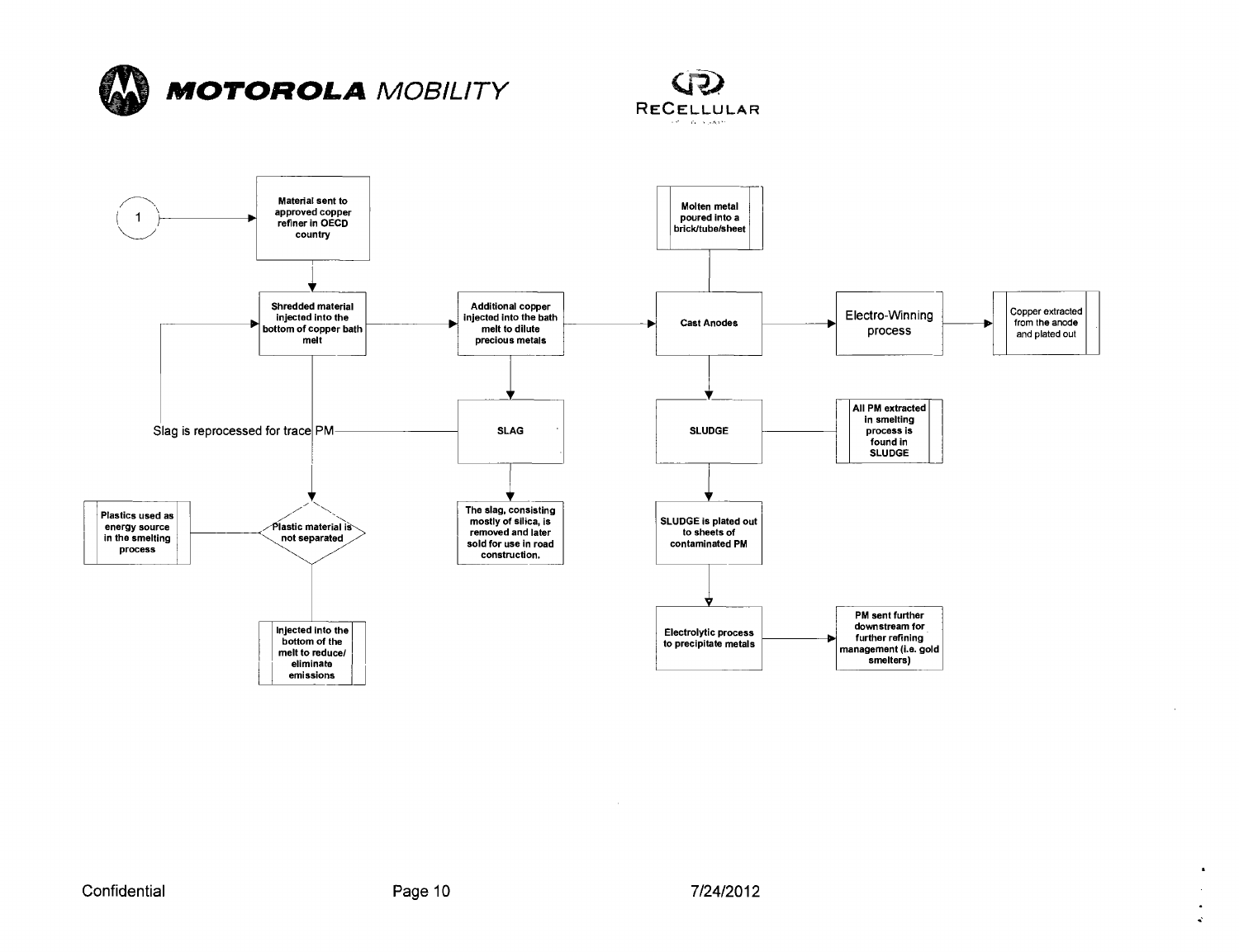**MOTOROLA** MOBILITY

RECELLULAR

1

Material sent to approved copper refiner in OECD country

Shredded material injected into the bottom of copper bath melt

Additional copper injected into the bath melt to dilute precious metals

Molten metal poured into a brick/tube/sheet

Cast Anodes

Electro-Winning process

Copper extracted from the anode and plated out

Slag is reprocessed for trace PM

SLAG

SLUDGE

All PM extracted in smelting process is found in SLUDGE

Plastics used as energy source in the smelting process

Plastic material is not separated

The slag, consisting mostly of silica, is removed and later sold for use in road construction.

SLUDGE is plated out to sheets of contaminated PM

Injected into the bottom of the melt to reduce/ eliminate emissions

Electrolytic process to precipitate metals

PM sent further downstream for further refining management (i.e. gold smelters)